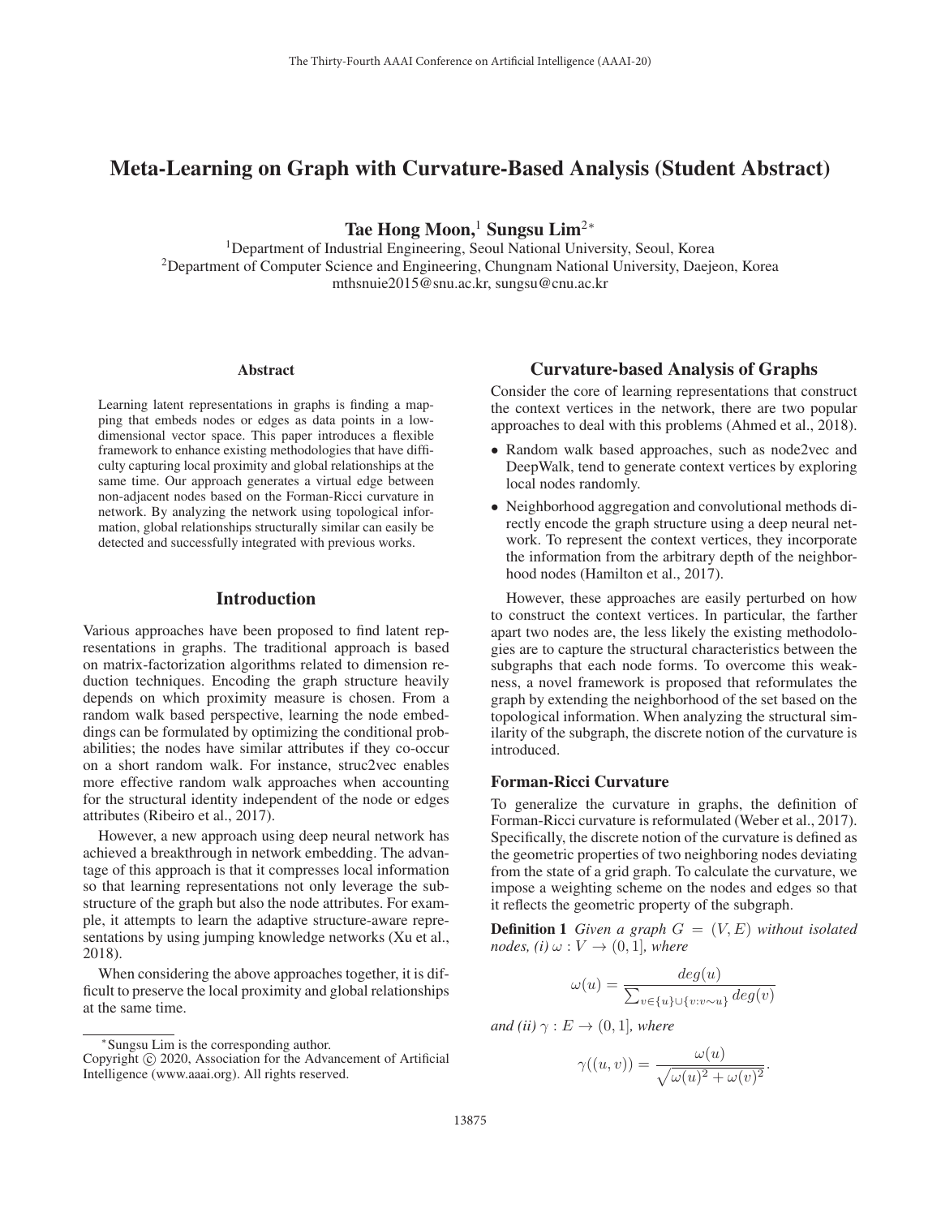# Meta-Learning on Graph with Curvature-Based Analysis (Student Abstract)

**Tae Hong Moon,[1] Sungsu Lim[2*]**

[1]Department of Industrial Engineering, Seoul National University, Seoul, Korea
[2]Department of Computer Science and Engineering, Chungnam National University, Daejeon, Korea
mthsnuie2015@snu.ac.kr, sungsu@cnu.ac.kr

## Abstract

Learning latent representations in graphs is finding a mapping that embeds nodes or edges as data points in a low-dimensional vector space. This paper introduces a flexible framework to enhance existing methodologies that have difficulty capturing local proximity and global relationships at the same time. Our approach generates a virtual edge between non-adjacent nodes based on the Forman-Ricci curvature in network. By analyzing the network using topological information, global relationships structurally similar can easily be detected and successfully integrated with previous works.

## Introduction

Various approaches have been proposed to find latent representations in graphs. The traditional approach is based on matrix-factorization algorithms related to dimension reduction techniques. Encoding the graph structure heavily depends on which proximity measure is chosen. From a random walk based perspective, learning the node embeddings can be formulated by optimizing the conditional probabilities; the nodes have similar attributes if they co-occur on a short random walk. For instance, struc2vec enables more effective random walk approaches when accounting for the structural identity independent of the node or edges attributes (Ribeiro et al., 2017).

However, a new approach using deep neural network has achieved a breakthrough in network embedding. The advantage of this approach is that it compresses local information so that learning representations not only leverage the substructure of the graph but also the node attributes. For example, it attempts to learn the adaptive structure-aware representations by using jumping knowledge networks (Xu et al., 2018).

When considering the above approaches together, it is difficult to preserve the local proximity and global relationships at the same time.

[*]Sungsu Lim is the corresponding author.
Copyright © 2020, Association for the Advancement of Artificial Intelligence (www.aaai.org). All rights reserved.

## Curvature-based Analysis of Graphs

Consider the core of learning representations that construct the context vertices in the network, there are two popular approaches to deal with this problems (Ahmed et al., 2018).

- Random walk based approaches, such as node2vec and DeepWalk, tend to generate context vertices by exploring local nodes randomly.
- Neighborhood aggregation and convolutional methods directly encode the graph structure using a deep neural network. To represent the context vertices, they incorporate the information from the arbitrary depth of the neighborhood nodes (Hamilton et al., 2017).

However, these approaches are easily perturbed on how to construct the context vertices. In particular, the farther apart two nodes are, the less likely the existing methodologies are to capture the structural characteristics between the subgraphs that each node forms. To overcome this weakness, a novel framework is proposed that reformulates the graph by extending the neighborhood of the set based on the topological information. When analyzing the structural similarity of the subgraph, the discrete notion of the curvature is introduced.

### Forman-Ricci Curvature

To generalize the curvature in graphs, the definition of Forman-Ricci curvature is reformulated (Weber et al., 2017). Specifically, the discrete notion of the curvature is defined as the geometric properties of two neighboring nodes deviating from the state of a grid graph. To calculate the curvature, we impose a weighting scheme on the nodes and edges so that it reflects the geometric property of the subgraph.

**Definition 1** *Given a graph $G = (V, E)$ without isolated nodes, (i) $\omega : V \rightarrow (0, 1]$, where*

$$\omega(u) = \frac{deg(u)}{\sum_{v \in \{u\} \cup \{v : v \sim u\}} deg(v)}$$

*and (ii) $\gamma : E \rightarrow (0, 1]$, where*

$$\gamma((u, v)) = \frac{\omega(u)}{\sqrt{\omega(u)^2 + \omega(v)^2}}.$$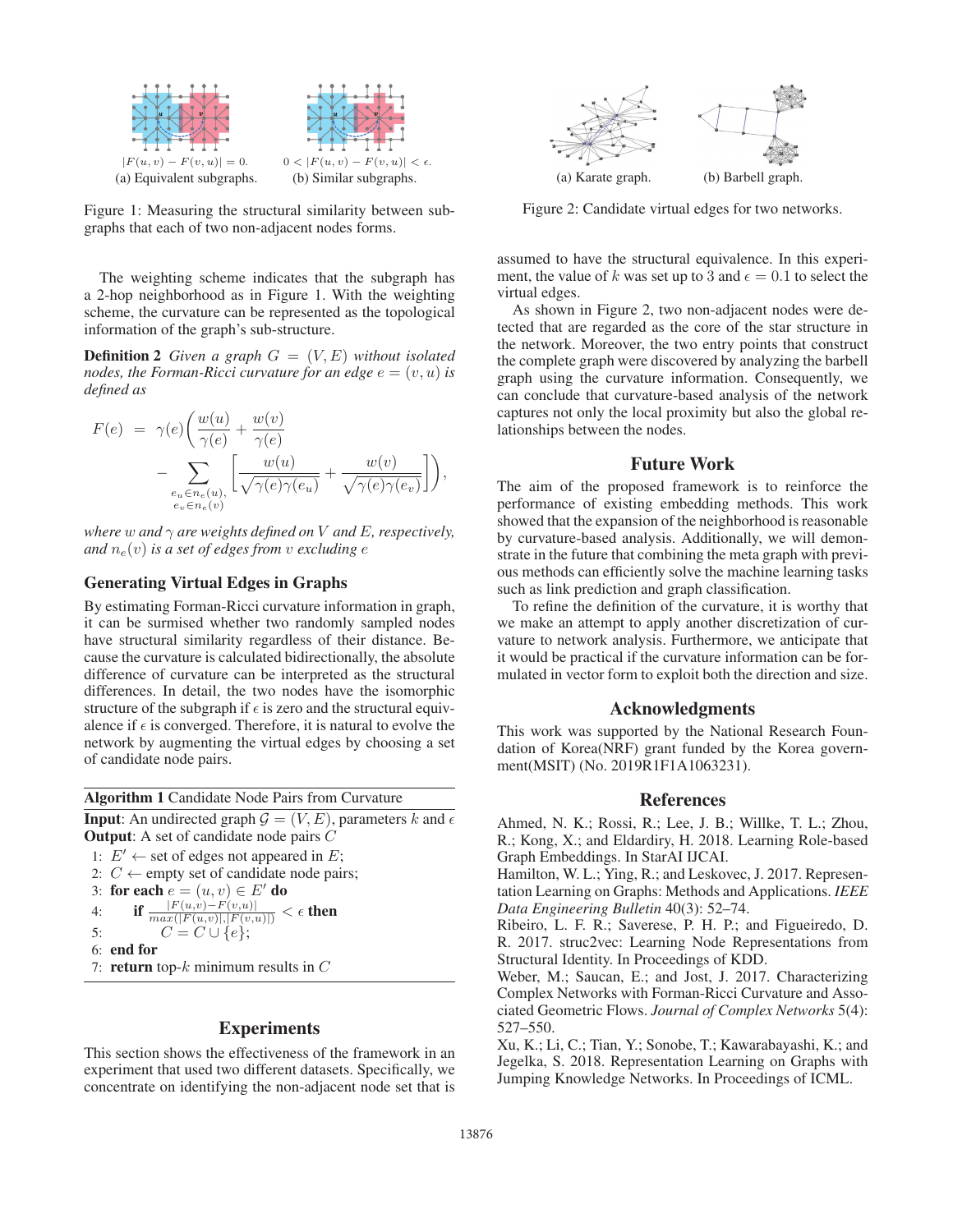$|F(u,v) - F(v,u)| = 0.$

(a) Equivalent subgraphs.

$0 < |F(u,v) - F(v,u)| < \epsilon.$

(b) Similar subgraphs.

Figure 1: Measuring the structural similarity between subgraphs that each of two non-adjacent nodes forms.

The weighting scheme indicates that the subgraph has a 2-hop neighborhood as in Figure 1. With the weighting scheme, the curvature can be represented as the topological information of the graph's sub-structure.

**Definition 2** *Given a graph $G = (V, E)$ without isolated nodes, the Forman-Ricci curvature for an edge $e = (v, u)$ is defined as*

$$F(e) = \gamma(e)\left(\frac{w(u)}{\gamma(e)} + \frac{w(v)}{\gamma(e)} - \sum_{\substack{e_u \in n_e(u),\\ e_v \in n_e(v)}} \left[\frac{w(u)}{\sqrt{\gamma(e)\gamma(e_u)}} + \frac{w(v)}{\sqrt{\gamma(e)\gamma(e_v)}}\right]\right),$$

*where $w$ and $\gamma$ are weights defined on $V$ and $E$, respectively, and $n_e(v)$ is a set of edges from $v$ excluding $e$*

## Generating Virtual Edges in Graphs

By estimating Forman-Ricci curvature information in graph, it can be surmised whether two randomly sampled nodes have structural similarity regardless of their distance. Because the curvature is calculated bidirectionally, the absolute difference of curvature can be interpreted as the structural differences. In detail, the two nodes have the isomorphic structure of the subgraph if $\epsilon$ is zero and the structural equivalence if $\epsilon$ is converged. Therefore, it is natural to evolve the network by augmenting the virtual edges by choosing a set of candidate node pairs.

**Algorithm 1** Candidate Node Pairs from Curvature

**Input**: An undirected graph $\mathcal{G} = (V, E)$, parameters $k$ and $\epsilon$
**Output**: A set of candidate node pairs $C$

1: $E' \leftarrow$ set of edges not appeared in $E$;
2: $C \leftarrow$ empty set of candidate node pairs;
3: **for each** $e = (u, v) \in E'$ **do**
4: **if** $\frac{|F(u,v) - F(v,u)|}{max(|F(u,v)|, |F(v,u)|)} < \epsilon$ **then**
5: $C = C \cup \{e\}$;
6: **end for**
7: **return** top-$k$ minimum results in $C$

## Experiments

This section shows the effectiveness of the framework in an experiment that used two different datasets. Specifically, we concentrate on identifying the non-adjacent node set that is assumed to have the structural equivalence. In this experiment, the value of $k$ was set up to 3 and $\epsilon = 0.1$ to select the virtual edges.

(a) Karate graph. (b) Barbell graph.

Figure 2: Candidate virtual edges for two networks.

As shown in Figure 2, two non-adjacent nodes were detected that are regarded as the core of the star structure in the network. Moreover, the two entry points that construct the complete graph were discovered by analyzing the barbell graph using the curvature information. Consequently, we can conclude that curvature-based analysis of the network captures not only the local proximity but also the global relationships between the nodes.

## Future Work

The aim of the proposed framework is to reinforce the performance of existing embedding methods. This work showed that the expansion of the neighborhood is reasonable by curvature-based analysis. Additionally, we will demonstrate in the future that combining the meta graph with previous methods can efficiently solve the machine learning tasks such as link prediction and graph classification.

To refine the definition of the curvature, it is worthy that we make an attempt to apply another discretization of curvature to network analysis. Furthermore, we anticipate that it would be practical if the curvature information can be formulated in vector form to exploit both the direction and size.

## Acknowledgments

This work was supported by the National Research Foundation of Korea(NRF) grant funded by the Korea government(MSIT) (No. 2019R1F1A1063231).

## References

Ahmed, N. K.; Rossi, R.; Lee, J. B.; Willke, T. L.; Zhou, R.; Kong, X.; and Eldardiry, H. 2018. Learning Role-based Graph Embeddings. In StarAI IJCAI.

Hamilton, W. L.; Ying, R.; and Leskovec, J. 2017. Representation Learning on Graphs: Methods and Applications. *IEEE Data Engineering Bulletin* 40(3): 52–74.

Ribeiro, L. F. R.; Saverese, P. H. P.; and Figueiredo, D. R. 2017. struc2vec: Learning Node Representations from Structural Identity. In Proceedings of KDD.

Weber, M.; Saucan, E.; and Jost, J. 2017. Characterizing Complex Networks with Forman-Ricci Curvature and Associated Geometric Flows. *Journal of Complex Networks* 5(4): 527–550.

Xu, K.; Li, C.; Tian, Y.; Sonobe, T.; Kawarabayashi, K.; and Jegelka, S. 2018. Representation Learning on Graphs with Jumping Knowledge Networks. In Proceedings of ICML.